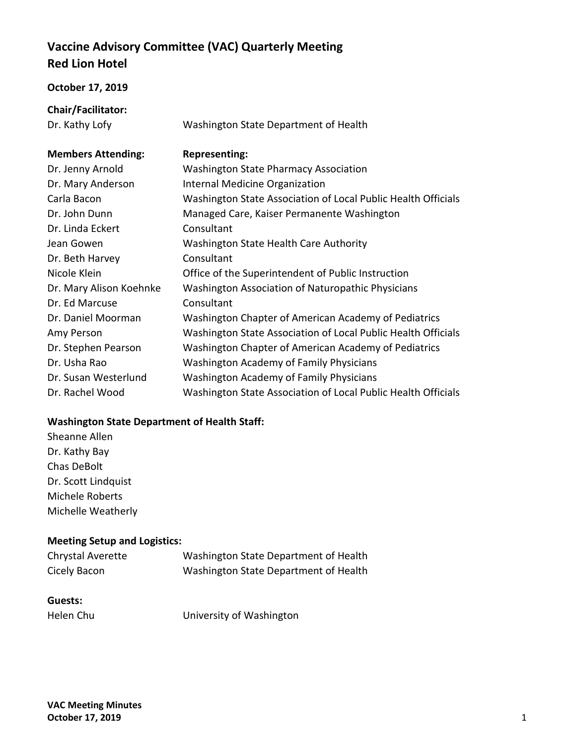# Vaccine Advisory Committee (VAC) Quarterly Meeting
# Red Lion Hotel

**October 17, 2019**

**Chair/Facilitator:**

| | |
|---|---|
| Dr. Kathy Lofy | Washington State Department of Health |

| **Members Attending:** | **Representing:** |
|---|---|
| Dr. Jenny Arnold | Washington State Pharmacy Association |
| Dr. Mary Anderson | Internal Medicine Organization |
| Carla Bacon | Washington State Association of Local Public Health Officials |
| Dr. John Dunn | Managed Care, Kaiser Permanente Washington |
| Dr. Linda Eckert | Consultant |
| Jean Gowen | Washington State Health Care Authority |
| Dr. Beth Harvey | Consultant |
| Nicole Klein | Office of the Superintendent of Public Instruction |
| Dr. Mary Alison Koehnke | Washington Association of Naturopathic Physicians |
| Dr. Ed Marcuse | Consultant |
| Dr. Daniel Moorman | Washington Chapter of American Academy of Pediatrics |
| Amy Person | Washington State Association of Local Public Health Officials |
| Dr. Stephen Pearson | Washington Chapter of American Academy of Pediatrics |
| Dr. Usha Rao | Washington Academy of Family Physicians |
| Dr. Susan Westerlund | Washington Academy of Family Physicians |
| Dr. Rachel Wood | Washington State Association of Local Public Health Officials |

**Washington State Department of Health Staff:**

Sheanne Allen
Dr. Kathy Bay
Chas DeBolt
Dr. Scott Lindquist
Michele Roberts
Michelle Weatherly

**Meeting Setup and Logistics:**

| | |
|---|---|
| Chrystal Averette | Washington State Department of Health |
| Cicely Bacon | Washington State Department of Health |

**Guests:**

| | |
|---|---|
| Helen Chu | University of Washington |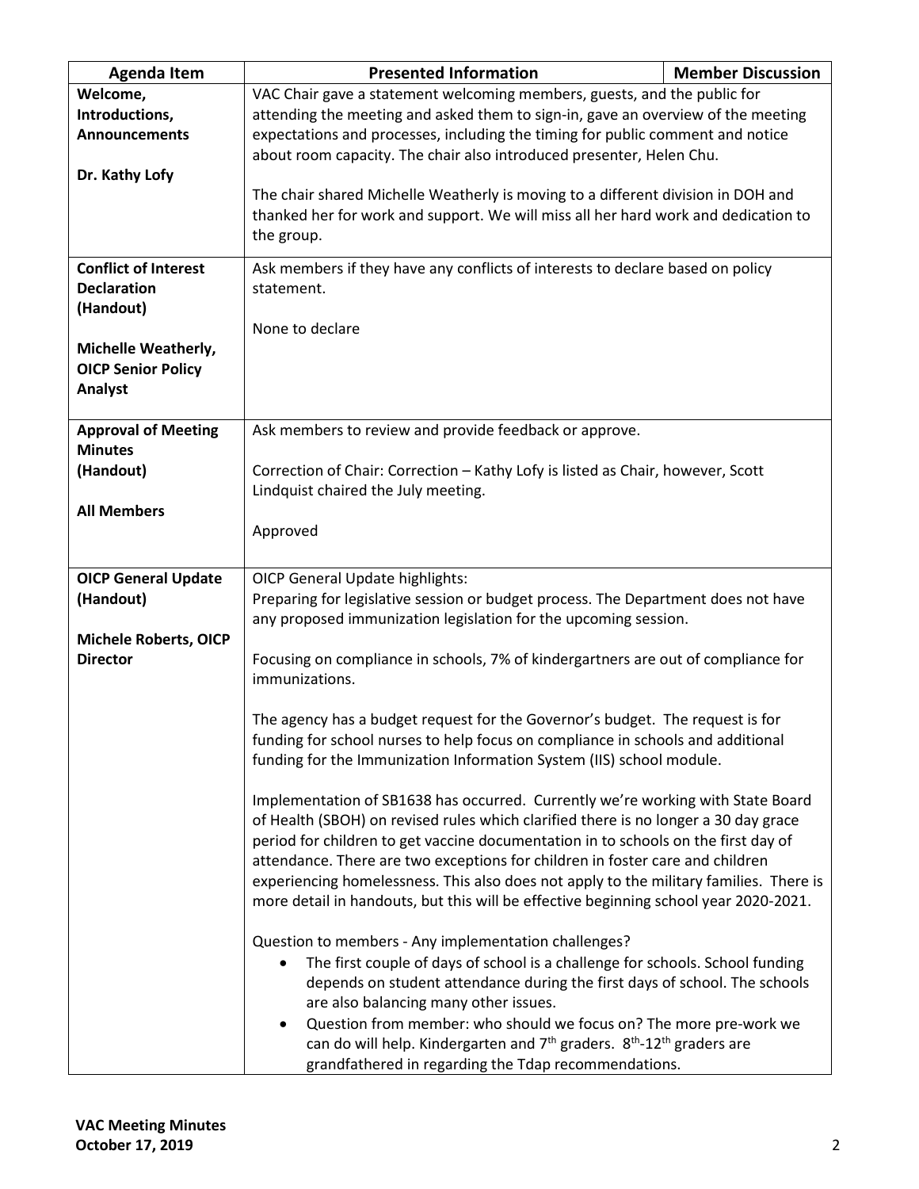| Agenda Item | Presented Information | Member Discussion |
|---|---|---|
| **Welcome, Introductions, Announcements**<br><br>**Dr. Kathy Lofy** | VAC Chair gave a statement welcoming members, guests, and the public for attending the meeting and asked them to sign-in, gave an overview of the meeting expectations and processes, including the timing for public comment and notice about room capacity. The chair also introduced presenter, Helen Chu.<br><br>The chair shared Michelle Weatherly is moving to a different division in DOH and thanked her for work and support. We will miss all her hard work and dedication to the group. | |
| **Conflict of Interest Declaration (Handout)**<br><br>**Michelle Weatherly, OICP Senior Policy Analyst** | Ask members if they have any conflicts of interests to declare based on policy statement.<br><br>None to declare | |
| **Approval of Meeting Minutes (Handout)**<br><br>**All Members** | Ask members to review and provide feedback or approve.<br><br>Correction of Chair: Correction – Kathy Lofy is listed as Chair, however, Scott Lindquist chaired the July meeting.<br><br>Approved | |
| **OICP General Update (Handout)**<br><br>**Michele Roberts, OICP Director** | OICP General Update highlights:<br>Preparing for legislative session or budget process. The Department does not have any proposed immunization legislation for the upcoming session.<br><br>Focusing on compliance in schools, 7% of kindergartners are out of compliance for immunizations.<br><br>The agency has a budget request for the Governor's budget. The request is for funding for school nurses to help focus on compliance in schools and additional funding for the Immunization Information System (IIS) school module.<br><br>Implementation of SB1638 has occurred. Currently we're working with State Board of Health (SBOH) on revised rules which clarified there is no longer a 30 day grace period for children to get vaccine documentation in to schools on the first day of attendance. There are two exceptions for children in foster care and children experiencing homelessness. This also does not apply to the military families. There is more detail in handouts, but this will be effective beginning school year 2020-2021.<br><br>Question to members - Any implementation challenges?<br>• The first couple of days of school is a challenge for schools. School funding depends on student attendance during the first days of school. The schools are also balancing many other issues.<br>• Question from member: who should we focus on? The more pre-work we can do will help. Kindergarten and 7th graders. 8th-12th graders are grandfathered in regarding the Tdap recommendations. | |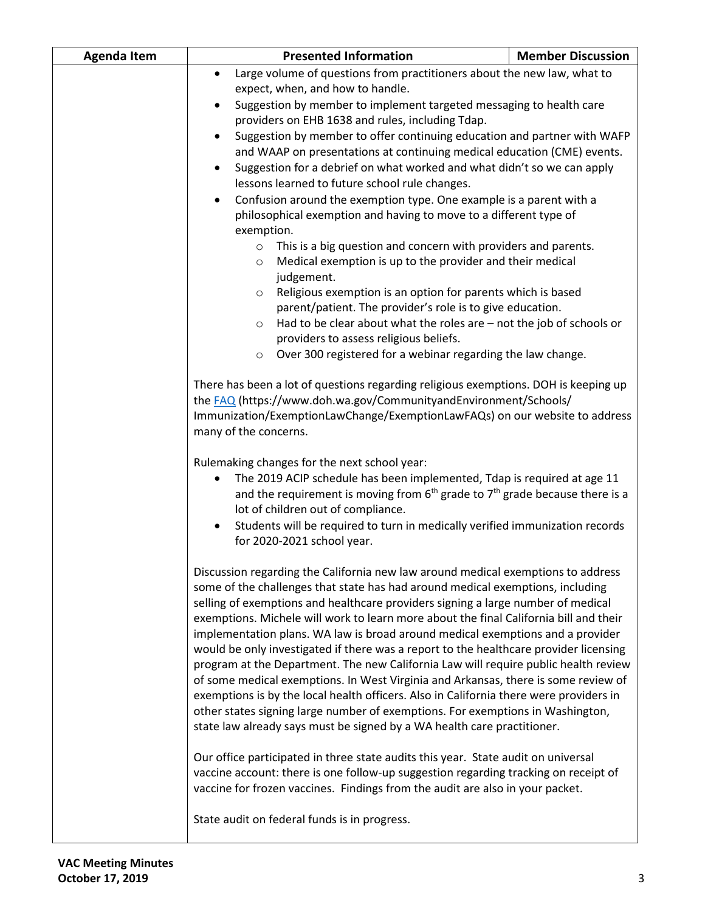| Agenda Item | Presented Information | Member Discussion |
|---|---|---|
| | • Large volume of questions from practitioners about the new law, what to expect, when, and how to handle.<br>• Suggestion by member to implement targeted messaging to health care providers on EHB 1638 and rules, including Tdap.<br>• Suggestion by member to offer continuing education and partner with WAFP and WAAP on presentations at continuing medical education (CME) events.<br>• Suggestion for a debrief on what worked and what didn't so we can apply lessons learned to future school rule changes.<br>• Confusion around the exemption type. One example is a parent with a philosophical exemption and having to move to a different type of exemption.<br>&nbsp;&nbsp;&nbsp;&nbsp;○ This is a big question and concern with providers and parents.<br>&nbsp;&nbsp;&nbsp;&nbsp;○ Medical exemption is up to the provider and their medical judgement.<br>&nbsp;&nbsp;&nbsp;&nbsp;○ Religious exemption is an option for parents which is based parent/patient. The provider's role is to give education.<br>&nbsp;&nbsp;&nbsp;&nbsp;○ Had to be clear about what the roles are – not the job of schools or providers to assess religious beliefs.<br>&nbsp;&nbsp;&nbsp;&nbsp;○ Over 300 registered for a webinar regarding the law change.<br><br>There has been a lot of questions regarding religious exemptions. DOH is keeping up the [FAQ](https://www.doh.wa.gov/CommunityandEnvironment/Schools/Immunization/ExemptionLawChange/ExemptionLawFAQs) (https://www.doh.wa.gov/CommunityandEnvironment/Schools/Immunization/ExemptionLawChange/ExemptionLawFAQs) on our website to address many of the concerns.<br><br>Rulemaking changes for the next school year:<br>• The 2019 ACIP schedule has been implemented, Tdap is required at age 11 and the requirement is moving from 6th grade to 7th grade because there is a lot of children out of compliance.<br>• Students will be required to turn in medically verified immunization records for 2020-2021 school year.<br><br>Discussion regarding the California new law around medical exemptions to address some of the challenges that state has had around medical exemptions, including selling of exemptions and healthcare providers signing a large number of medical exemptions. Michele will work to learn more about the final California bill and their implementation plans. WA law is broad around medical exemptions and a provider would be only investigated if there was a report to the healthcare provider licensing program at the Department. The new California Law will require public health review of some medical exemptions. In West Virginia and Arkansas, there is some review of exemptions is by the local health officers. Also in California there were providers in other states signing large number of exemptions. For exemptions in Washington, state law already says must be signed by a WA health care practitioner.<br><br>Our office participated in three state audits this year. State audit on universal vaccine account: there is one follow-up suggestion regarding tracking on receipt of vaccine for frozen vaccines. Findings from the audit are also in your packet.<br><br>State audit on federal funds is in progress. | |

**VAC Meeting Minutes**
**October 17, 2019**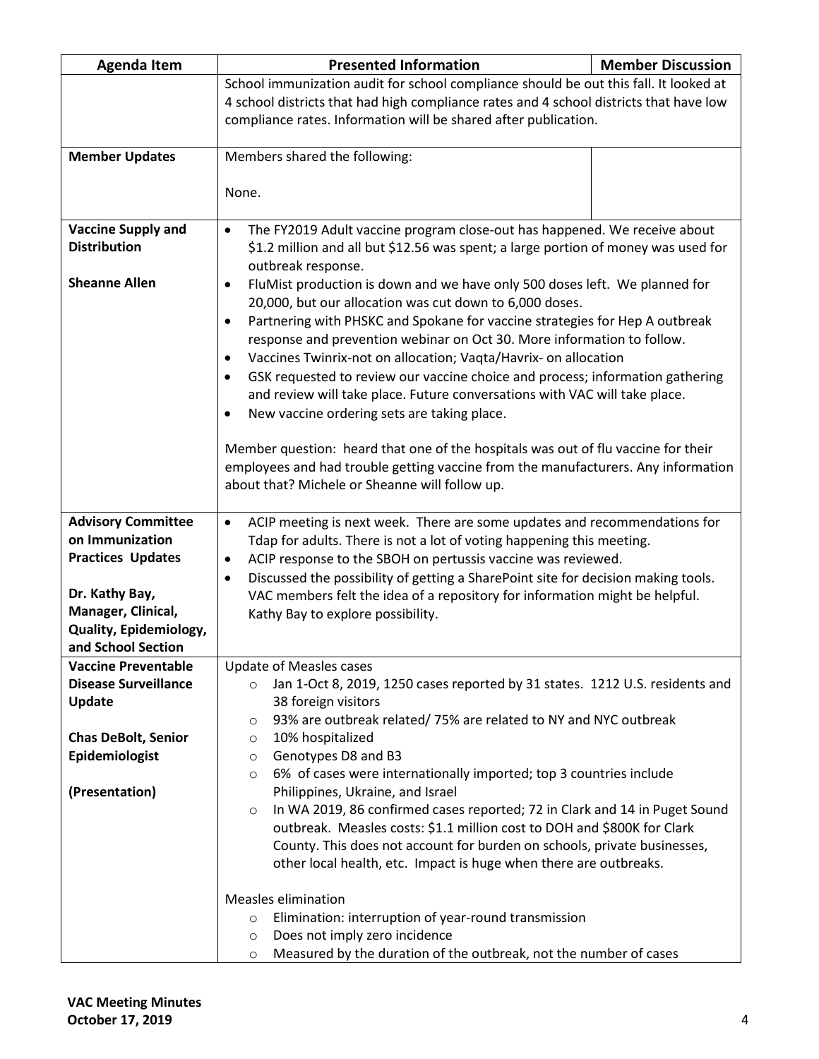| Agenda Item | Presented Information | Member Discussion |
|---|---|---|
| | School immunization audit for school compliance should be out this fall. It looked at 4 school districts that had high compliance rates and 4 school districts that have low compliance rates. Information will be shared after publication. | |
| **Member Updates** | Members shared the following:<br><br>None. | |
| **Vaccine Supply and Distribution**<br><br>**Sheanne Allen** | • The FY2019 Adult vaccine program close-out has happened. We receive about $1.2 million and all but $12.56 was spent; a large portion of money was used for outbreak response.<br>• FluMist production is down and we have only 500 doses left. We planned for 20,000, but our allocation was cut down to 6,000 doses.<br>• Partnering with PHSKC and Spokane for vaccine strategies for Hep A outbreak response and prevention webinar on Oct 30. More information to follow.<br>• Vaccines Twinrix-not on allocation; Vaqta/Havrix- on allocation<br>• GSK requested to review our vaccine choice and process; information gathering and review will take place. Future conversations with VAC will take place.<br>• New vaccine ordering sets are taking place.<br><br>Member question: heard that one of the hospitals was out of flu vaccine for their employees and had trouble getting vaccine from the manufacturers. Any information about that? Michele or Sheanne will follow up. | |
| **Advisory Committee on Immunization Practices Updates**<br><br>**Dr. Kathy Bay, Manager, Clinical, Quality, Epidemiology, and School Section** | • ACIP meeting is next week. There are some updates and recommendations for Tdap for adults. There is not a lot of voting happening this meeting.<br>• ACIP response to the SBOH on pertussis vaccine was reviewed.<br>• Discussed the possibility of getting a SharePoint site for decision making tools. VAC members felt the idea of a repository for information might be helpful. Kathy Bay to explore possibility. | |
| **Vaccine Preventable Disease Surveillance Update**<br><br>**Chas DeBolt, Senior Epidemiologist**<br><br>**(Presentation)** | Update of Measles cases<br>○ Jan 1-Oct 8, 2019, 1250 cases reported by 31 states. 1212 U.S. residents and 38 foreign visitors<br>○ 93% are outbreak related/ 75% are related to NY and NYC outbreak<br>○ 10% hospitalized<br>○ Genotypes D8 and B3<br>○ 6% of cases were internationally imported; top 3 countries include Philippines, Ukraine, and Israel<br>○ In WA 2019, 86 confirmed cases reported; 72 in Clark and 14 in Puget Sound outbreak. Measles costs: $1.1 million cost to DOH and $800K for Clark County. This does not account for burden on schools, private businesses, other local health, etc. Impact is huge when there are outbreaks.<br><br>Measles elimination<br>○ Elimination: interruption of year-round transmission<br>○ Does not imply zero incidence<br>○ Measured by the duration of the outbreak, not the number of cases | |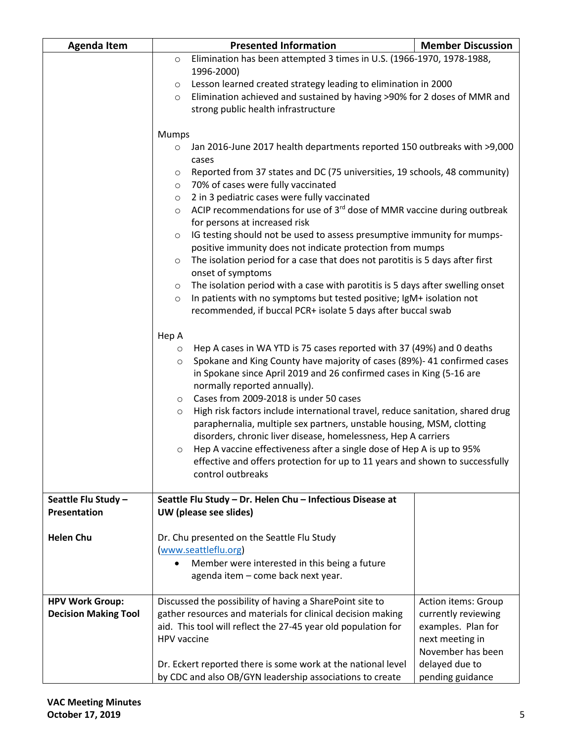| Agenda Item | Presented Information | Member Discussion |
|---|---|---|
| | ○ Elimination has been attempted 3 times in U.S. (1966-1970, 1978-1988, 1996-2000)<br>○ Lesson learned created strategy leading to elimination in 2000<br>○ Elimination achieved and sustained by having >90% for 2 doses of MMR and strong public health infrastructure<br><br>Mumps<br>○ Jan 2016-June 2017 health departments reported 150 outbreaks with >9,000 cases<br>○ Reported from 37 states and DC (75 universities, 19 schools, 48 community)<br>○ 70% of cases were fully vaccinated<br>○ 2 in 3 pediatric cases were fully vaccinated<br>○ ACIP recommendations for use of 3rd dose of MMR vaccine during outbreak for persons at increased risk<br>○ IG testing should not be used to assess presumptive immunity for mumps-positive immunity does not indicate protection from mumps<br>○ The isolation period for a case that does not parotitis is 5 days after first onset of symptoms<br>○ The isolation period with a case with parotitis is 5 days after swelling onset<br>○ In patients with no symptoms but tested positive; IgM+ isolation not recommended, if buccal PCR+ isolate 5 days after buccal swab<br><br>Hep A<br>○ Hep A cases in WA YTD is 75 cases reported with 37 (49%) and 0 deaths<br>○ Spokane and King County have majority of cases (89%)- 41 confirmed cases in Spokane since April 2019 and 26 confirmed cases in King (5-16 are normally reported annually).<br>○ Cases from 2009-2018 is under 50 cases<br>○ High risk factors include international travel, reduce sanitation, shared drug paraphernalia, multiple sex partners, unstable housing, MSM, clotting disorders, chronic liver disease, homelessness, Hep A carriers<br>○ Hep A vaccine effectiveness after a single dose of Hep A is up to 95% effective and offers protection for up to 11 years and shown to successfully control outbreaks | |
| **Seattle Flu Study – Presentation**<br><br>**Helen Chu** | **Seattle Flu Study – Dr. Helen Chu – Infectious Disease at UW (please see slides)**<br><br>Dr. Chu presented on the Seattle Flu Study ([www.seattleflu.org](www.seattleflu.org))<br>• Member were interested in this being a future agenda item – come back next year. | |
| **HPV Work Group: Decision Making Tool** | Discussed the possibility of having a SharePoint site to gather resources and materials for clinical decision making aid. This tool will reflect the 27-45 year old population for HPV vaccine<br><br>Dr. Eckert reported there is some work at the national level by CDC and also OB/GYN leadership associations to create | Action items: Group currently reviewing examples. Plan for next meeting in November has been delayed due to pending guidance |

**VAC Meeting Minutes**
**October 17, 2019**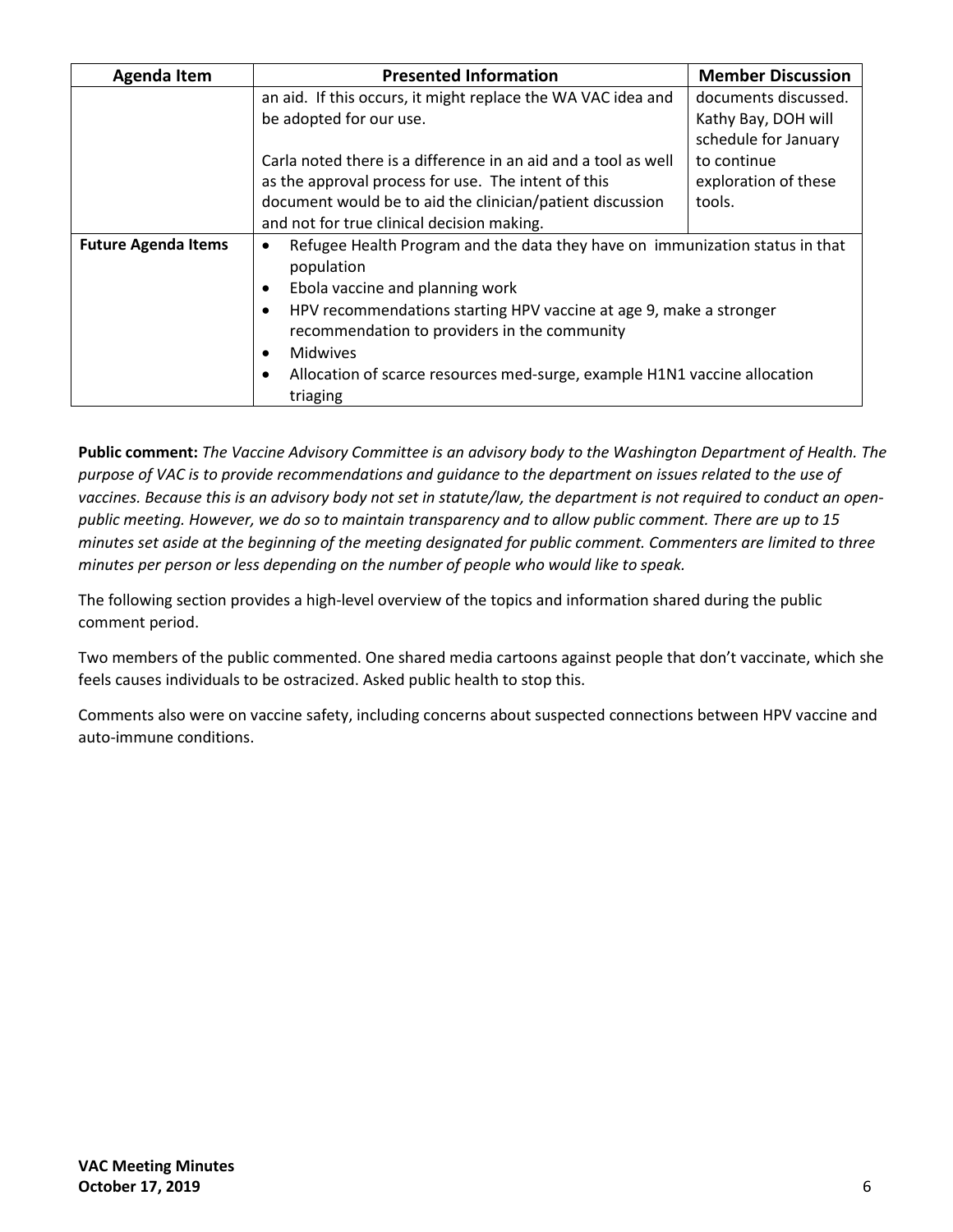| Agenda Item | Presented Information | Member Discussion |
|---|---|---|
| | an aid. If this occurs, it might replace the WA VAC idea and be adopted for our use.<br><br>Carla noted there is a difference in an aid and a tool as well as the approval process for use. The intent of this document would be to aid the clinician/patient discussion and not for true clinical decision making. | documents discussed. Kathy Bay, DOH will schedule for January to continue exploration of these tools. |
| **Future Agenda Items** | • Refugee Health Program and the data they have on immunization status in that population<br>• Ebola vaccine and planning work<br>• HPV recommendations starting HPV vaccine at age 9, make a stronger recommendation to providers in the community<br>• Midwives<br>• Allocation of scarce resources med-surge, example H1N1 vaccine allocation triaging | |

**Public comment:** *The Vaccine Advisory Committee is an advisory body to the Washington Department of Health. The purpose of VAC is to provide recommendations and guidance to the department on issues related to the use of vaccines. Because this is an advisory body not set in statute/law, the department is not required to conduct an open-public meeting. However, we do so to maintain transparency and to allow public comment. There are up to 15 minutes set aside at the beginning of the meeting designated for public comment. Commenters are limited to three minutes per person or less depending on the number of people who would like to speak.*

The following section provides a high-level overview of the topics and information shared during the public comment period.

Two members of the public commented. One shared media cartoons against people that don't vaccinate, which she feels causes individuals to be ostracized. Asked public health to stop this.

Comments also were on vaccine safety, including concerns about suspected connections between HPV vaccine and auto-immune conditions.